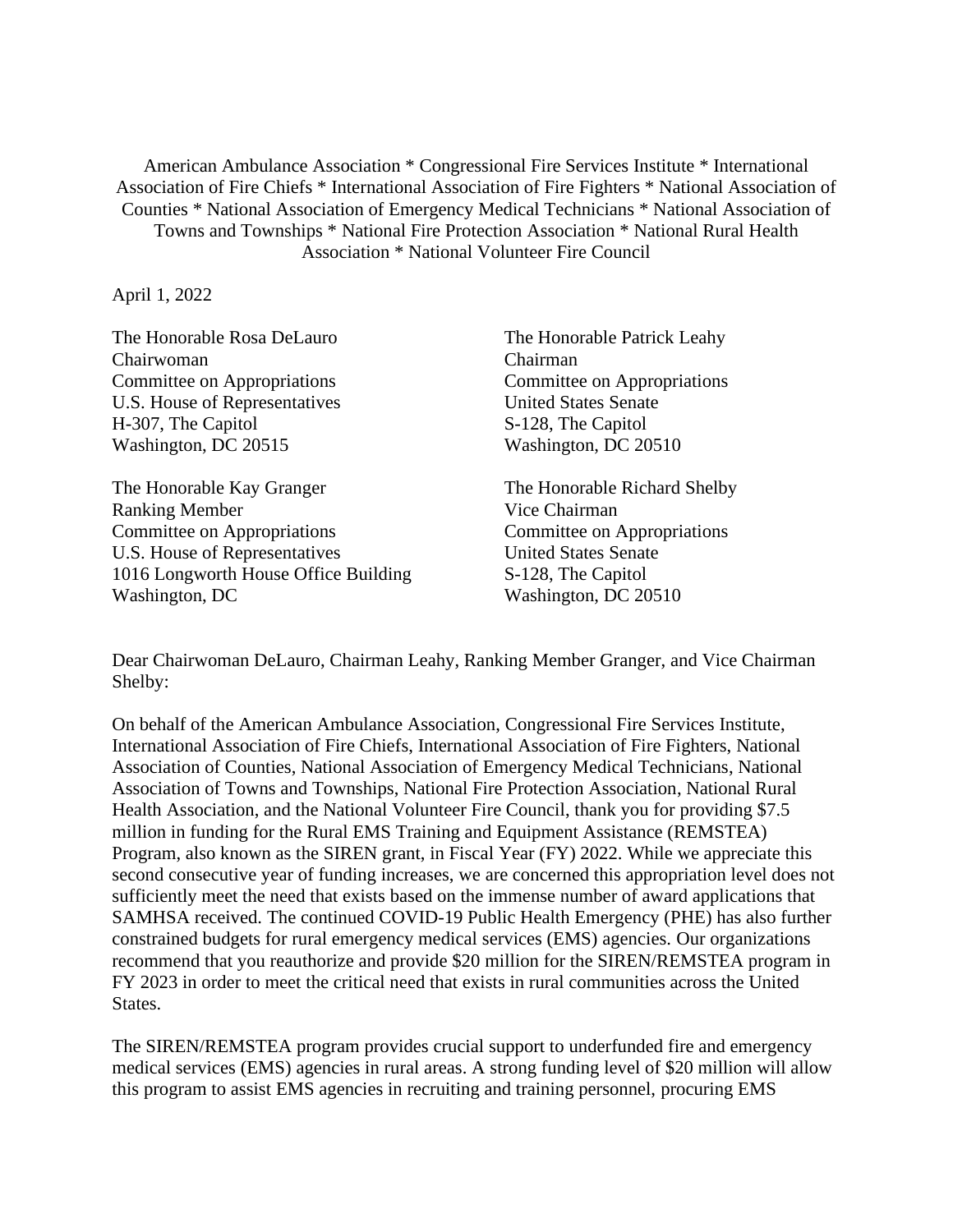American Ambulance Association * Congressional Fire Services Institute * International Association of Fire Chiefs * International Association of Fire Fighters * National Association of Counties * National Association of Emergency Medical Technicians * National Association of Towns and Townships * National Fire Protection Association * National Rural Health Association * National Volunteer Fire Council

April 1, 2022

The Honorable Rosa DeLauro
Chairwoman
Committee on Appropriations
U.S. House of Representatives
H-307, The Capitol
Washington, DC 20515

The Honorable Patrick Leahy
Chairman
Committee on Appropriations
United States Senate
S-128, The Capitol
Washington, DC 20510

The Honorable Kay Granger
Ranking Member
Committee on Appropriations
U.S. House of Representatives
1016 Longworth House Office Building
Washington, DC

The Honorable Richard Shelby
Vice Chairman
Committee on Appropriations
United States Senate
S-128, The Capitol
Washington, DC 20510

Dear Chairwoman DeLauro, Chairman Leahy, Ranking Member Granger, and Vice Chairman Shelby:

On behalf of the American Ambulance Association, Congressional Fire Services Institute, International Association of Fire Chiefs, International Association of Fire Fighters, National Association of Counties, National Association of Emergency Medical Technicians, National Association of Towns and Townships, National Fire Protection Association, National Rural Health Association, and the National Volunteer Fire Council, thank you for providing $7.5 million in funding for the Rural EMS Training and Equipment Assistance (REMSTEA) Program, also known as the SIREN grant, in Fiscal Year (FY) 2022. While we appreciate this second consecutive year of funding increases, we are concerned this appropriation level does not sufficiently meet the need that exists based on the immense number of award applications that SAMHSA received. The continued COVID-19 Public Health Emergency (PHE) has also further constrained budgets for rural emergency medical services (EMS) agencies. Our organizations recommend that you reauthorize and provide $20 million for the SIREN/REMSTEA program in FY 2023 in order to meet the critical need that exists in rural communities across the United States.

The SIREN/REMSTEA program provides crucial support to underfunded fire and emergency medical services (EMS) agencies in rural areas. A strong funding level of $20 million will allow this program to assist EMS agencies in recruiting and training personnel, procuring EMS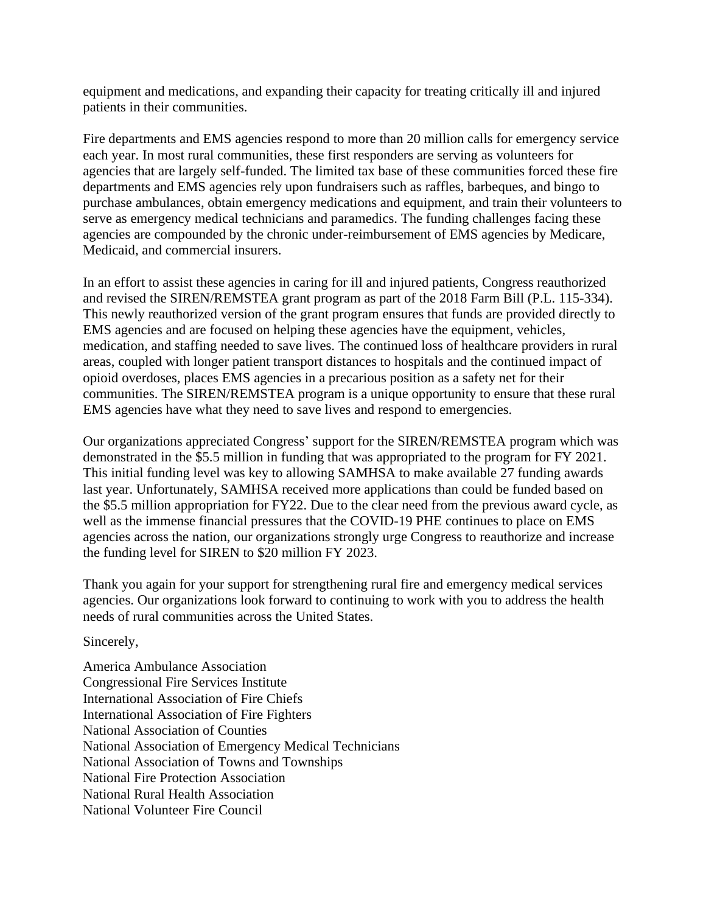equipment and medications, and expanding their capacity for treating critically ill and injured patients in their communities.

Fire departments and EMS agencies respond to more than 20 million calls for emergency service each year. In most rural communities, these first responders are serving as volunteers for agencies that are largely self-funded. The limited tax base of these communities forced these fire departments and EMS agencies rely upon fundraisers such as raffles, barbeques, and bingo to purchase ambulances, obtain emergency medications and equipment, and train their volunteers to serve as emergency medical technicians and paramedics. The funding challenges facing these agencies are compounded by the chronic under-reimbursement of EMS agencies by Medicare, Medicaid, and commercial insurers.

In an effort to assist these agencies in caring for ill and injured patients, Congress reauthorized and revised the SIREN/REMSTEA grant program as part of the 2018 Farm Bill (P.L. 115-334). This newly reauthorized version of the grant program ensures that funds are provided directly to EMS agencies and are focused on helping these agencies have the equipment, vehicles, medication, and staffing needed to save lives. The continued loss of healthcare providers in rural areas, coupled with longer patient transport distances to hospitals and the continued impact of opioid overdoses, places EMS agencies in a precarious position as a safety net for their communities. The SIREN/REMSTEA program is a unique opportunity to ensure that these rural EMS agencies have what they need to save lives and respond to emergencies.

Our organizations appreciated Congress' support for the SIREN/REMSTEA program which was demonstrated in the $5.5 million in funding that was appropriated to the program for FY 2021. This initial funding level was key to allowing SAMHSA to make available 27 funding awards last year. Unfortunately, SAMHSA received more applications than could be funded based on the $5.5 million appropriation for FY22. Due to the clear need from the previous award cycle, as well as the immense financial pressures that the COVID-19 PHE continues to place on EMS agencies across the nation, our organizations strongly urge Congress to reauthorize and increase the funding level for SIREN to $20 million FY 2023.

Thank you again for your support for strengthening rural fire and emergency medical services agencies. Our organizations look forward to continuing to work with you to address the health needs of rural communities across the United States.

Sincerely,

America Ambulance Association
Congressional Fire Services Institute
International Association of Fire Chiefs
International Association of Fire Fighters
National Association of Counties
National Association of Emergency Medical Technicians
National Association of Towns and Townships
National Fire Protection Association
National Rural Health Association
National Volunteer Fire Council